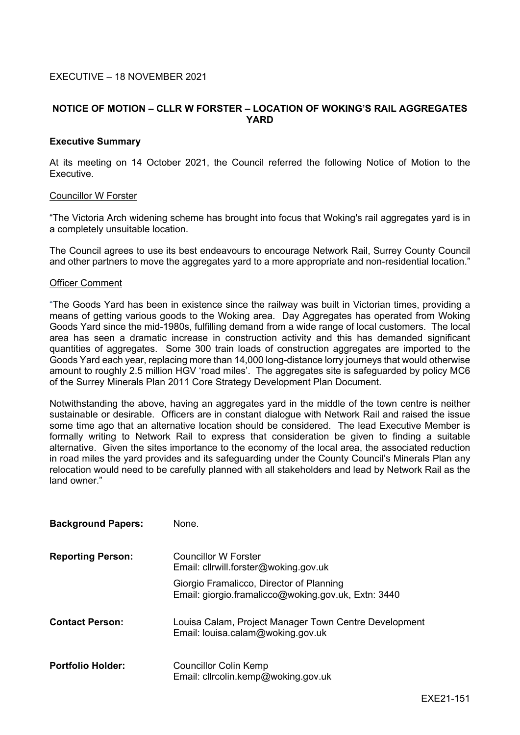EXECUTIVE – 18 NOVEMBER 2021

## NOTICE OF MOTION – CLLR W FORSTER – LOCATION OF WOKING'S RAIL AGGREGATES YARD

### Executive Summary

At its meeting on 14 October 2021, the Council referred the following Notice of Motion to the Executive.

Councillor W Forster

"The Victoria Arch widening scheme has brought into focus that Woking's rail aggregates yard is in a completely unsuitable location.

The Council agrees to use its best endeavours to encourage Network Rail, Surrey County Council and other partners to move the aggregates yard to a more appropriate and non-residential location."

Officer Comment

"The Goods Yard has been in existence since the railway was built in Victorian times, providing a means of getting various goods to the Woking area. Day Aggregates has operated from Woking Goods Yard since the mid-1980s, fulfilling demand from a wide range of local customers. The local area has seen a dramatic increase in construction activity and this has demanded significant quantities of aggregates. Some 300 train loads of construction aggregates are imported to the Goods Yard each year, replacing more than 14,000 long-distance lorry journeys that would otherwise amount to roughly 2.5 million HGV 'road miles'. The aggregates site is safeguarded by policy MC6 of the Surrey Minerals Plan 2011 Core Strategy Development Plan Document.

Notwithstanding the above, having an aggregates yard in the middle of the town centre is neither sustainable or desirable. Officers are in constant dialogue with Network Rail and raised the issue some time ago that an alternative location should be considered. The lead Executive Member is formally writing to Network Rail to express that consideration be given to finding a suitable alternative. Given the sites importance to the economy of the local area, the associated reduction in road miles the yard provides and its safeguarding under the County Council's Minerals Plan any relocation would need to be carefully planned with all stakeholders and lead by Network Rail as the land owner."

**Background Papers:** None.

**Reporting Person:** Councillor W Forster
Email: cllrwill.forster@woking.gov.uk

Giorgio Framalicco, Director of Planning
Email: giorgio.framalicco@woking.gov.uk, Extn: 3440

**Contact Person:** Louisa Calam, Project Manager Town Centre Development
Email: louisa.calam@woking.gov.uk

**Portfolio Holder:** Councillor Colin Kemp
Email: cllrcolin.kemp@woking.gov.uk

EXE21-151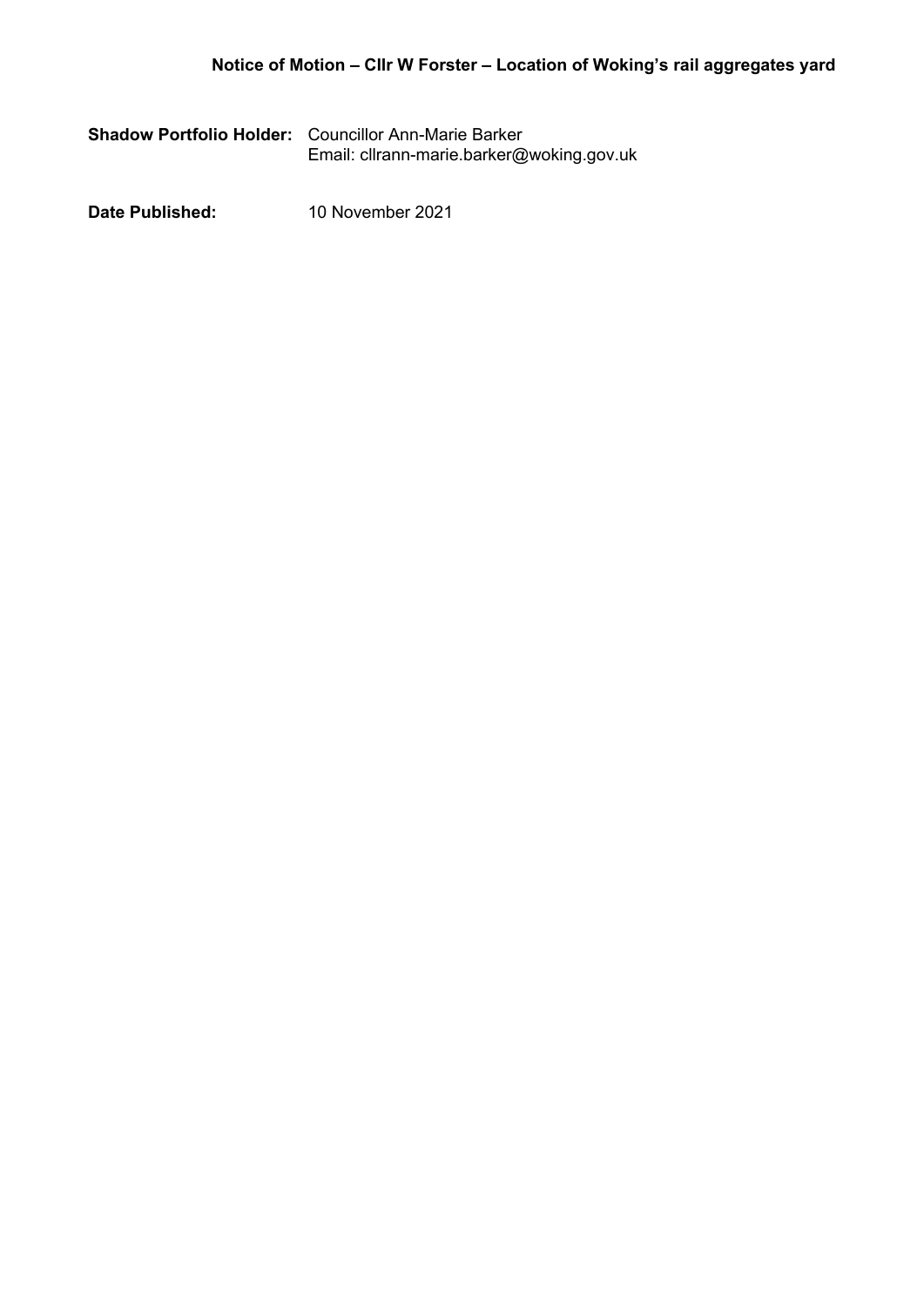**Notice of Motion – Cllr W Forster – Location of Woking's rail aggregates yard**

**Shadow Portfolio Holder:** Councillor Ann-Marie Barker
Email: cllrann-marie.barker@woking.gov.uk

**Date Published:** 10 November 2021